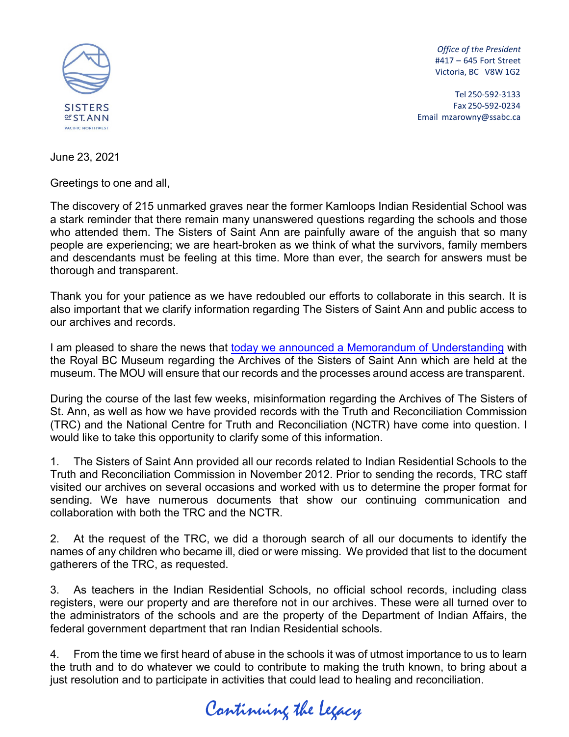SISTERS OF ST. ANN
PACIFIC NORTHWEST

*Office of the President*
#417 – 645 Fort Street
Victoria, BC V8W 1G2

Tel 250-592-3133
Fax 250-592-0234
Email mzarowny@ssabc.ca

June 23, 2021

Greetings to one and all,

The discovery of 215 unmarked graves near the former Kamloops Indian Residential School was a stark reminder that there remain many unanswered questions regarding the schools and those who attended them. The Sisters of Saint Ann are painfully aware of the anguish that so many people are experiencing; we are heart-broken as we think of what the survivors, family members and descendants must be feeling at this time. More than ever, the search for answers must be thorough and transparent.

Thank you for your patience as we have redoubled our efforts to collaborate in this search. It is also important that we clarify information regarding The Sisters of Saint Ann and public access to our archives and records.

I am pleased to share the news that today we announced a Memorandum of Understanding with the Royal BC Museum regarding the Archives of the Sisters of Saint Ann which are held at the museum. The MOU will ensure that our records and the processes around access are transparent.

During the course of the last few weeks, misinformation regarding the Archives of The Sisters of St. Ann, as well as how we have provided records with the Truth and Reconciliation Commission (TRC) and the National Centre for Truth and Reconciliation (NCTR) have come into question. I would like to take this opportunity to clarify some of this information.

1. The Sisters of Saint Ann provided all our records related to Indian Residential Schools to the Truth and Reconciliation Commission in November 2012. Prior to sending the records, TRC staff visited our archives on several occasions and worked with us to determine the proper format for sending. We have numerous documents that show our continuing communication and collaboration with both the TRC and the NCTR.

2. At the request of the TRC, we did a thorough search of all our documents to identify the names of any children who became ill, died or were missing. We provided that list to the document gatherers of the TRC, as requested.

3. As teachers in the Indian Residential Schools, no official school records, including class registers, were our property and are therefore not in our archives. These were all turned over to the administrators of the schools and are the property of the Department of Indian Affairs, the federal government department that ran Indian Residential schools.

4. From the time we first heard of abuse in the schools it was of utmost importance to us to learn the truth and to do whatever we could to contribute to making the truth known, to bring about a just resolution and to participate in activities that could lead to healing and reconciliation.

*Continuing the Legacy*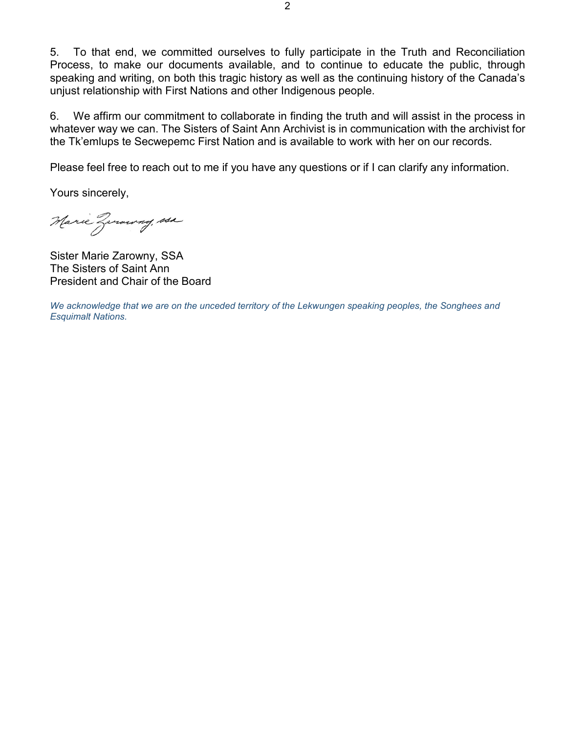5. To that end, we committed ourselves to fully participate in the Truth and Reconciliation Process, to make our documents available, and to continue to educate the public, through speaking and writing, on both this tragic history as well as the continuing history of the Canada's unjust relationship with First Nations and other Indigenous people.

6. We affirm our commitment to collaborate in finding the truth and will assist in the process in whatever way we can. The Sisters of Saint Ann Archivist is in communication with the archivist for the Tk'emlups te Secwepemc First Nation and is available to work with her on our records.

Please feel free to reach out to me if you have any questions or if I can clarify any information.

Yours sincerely,

Marie Zarowny, ssa

Sister Marie Zarowny, SSA
The Sisters of Saint Ann
President and Chair of the Board

*We acknowledge that we are on the unceded territory of the Lekwungen speaking peoples, the Songhees and Esquimalt Nations.*